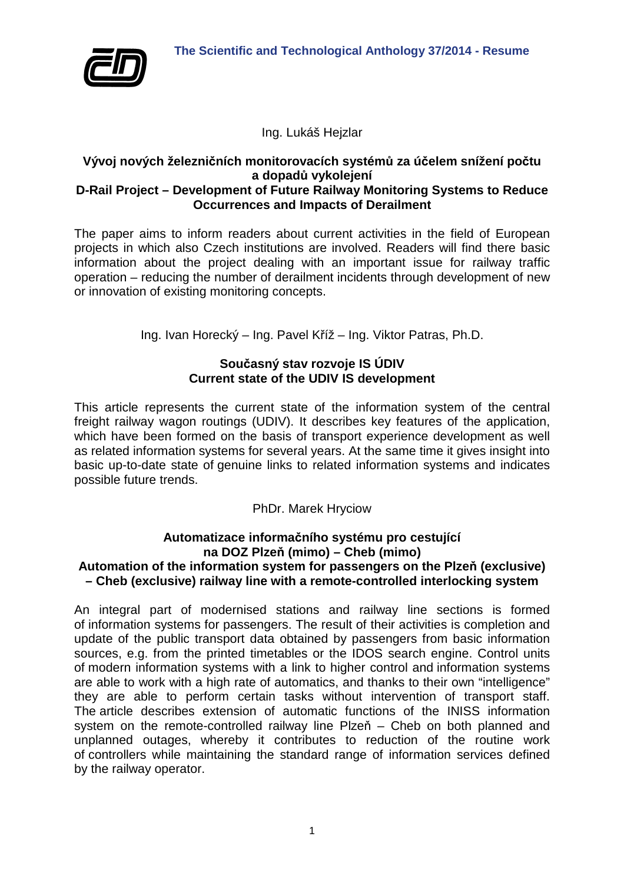# The Scientific and Technological Anthology 37/2014 - Resume

Ing. Lukáš Hejzlar

## Vývoj nových železničních monitorovacích systémů za účelem snížení počtu a dopadů vykolejení
## D-Rail Project – Development of Future Railway Monitoring Systems to Reduce Occurrences and Impacts of Derailment

The paper aims to inform readers about current activities in the field of European projects in which also Czech institutions are involved. Readers will find there basic information about the project dealing with an important issue for railway traffic operation – reducing the number of derailment incidents through development of new or innovation of existing monitoring concepts.

Ing. Ivan Horecký – Ing. Pavel Kříž – Ing. Viktor Patras, Ph.D.

## Současný stav rozvoje IS ÚDIV
## Current state of the UDIV IS development

This article represents the current state of the information system of the central freight railway wagon routings (UDIV). It describes key features of the application, which have been formed on the basis of transport experience development as well as related information systems for several years. At the same time it gives insight into basic up-to-date state of genuine links to related information systems and indicates possible future trends.

PhDr. Marek Hryciow

## Automatizace informačního systému pro cestující na DOZ Plzeň (mimo) – Cheb (mimo)
## Automation of the information system for passengers on the Plzeň (exclusive) – Cheb (exclusive) railway line with a remote-controlled interlocking system

An integral part of modernised stations and railway line sections is formed of information systems for passengers. The result of their activities is completion and update of the public transport data obtained by passengers from basic information sources, e.g. from the printed timetables or the IDOS search engine. Control units of modern information systems with a link to higher control and information systems are able to work with a high rate of automatics, and thanks to their own “intelligence” they are able to perform certain tasks without intervention of transport staff. The article describes extension of automatic functions of the INISS information system on the remote-controlled railway line Plzeň – Cheb on both planned and unplanned outages, whereby it contributes to reduction of the routine work of controllers while maintaining the standard range of information services defined by the railway operator.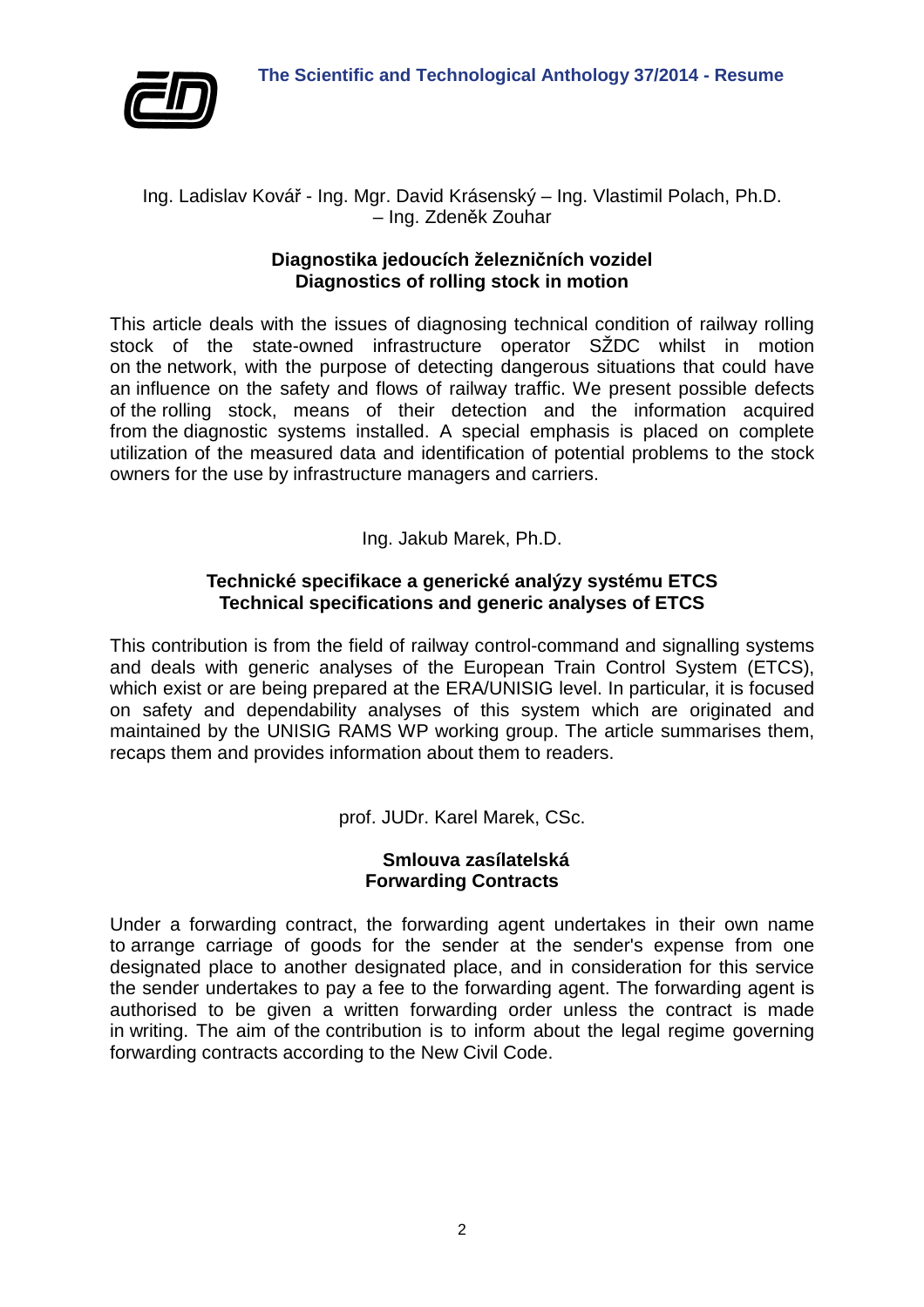Ing. Ladislav Kovář - Ing. Mgr. David Krásenský – Ing. Vlastimil Polach, Ph.D. – Ing. Zdeněk Zouhar

## Diagnostika jedoucích železničních vozidel
## Diagnostics of rolling stock in motion

This article deals with the issues of diagnosing technical condition of railway rolling stock of the state-owned infrastructure operator SŽDC whilst in motion on the network, with the purpose of detecting dangerous situations that could have an influence on the safety and flows of railway traffic. We present possible defects of the rolling stock, means of their detection and the information acquired from the diagnostic systems installed. A special emphasis is placed on complete utilization of the measured data and identification of potential problems to the stock owners for the use by infrastructure managers and carriers.

Ing. Jakub Marek, Ph.D.

## Technické specifikace a generické analýzy systému ETCS
## Technical specifications and generic analyses of ETCS

This contribution is from the field of railway control-command and signalling systems and deals with generic analyses of the European Train Control System (ETCS), which exist or are being prepared at the ERA/UNISIG level. In particular, it is focused on safety and dependability analyses of this system which are originated and maintained by the UNISIG RAMS WP working group. The article summarises them, recaps them and provides information about them to readers.

prof. JUDr. Karel Marek, CSc.

## Smlouva zasílatelská
## Forwarding Contracts

Under a forwarding contract, the forwarding agent undertakes in their own name to arrange carriage of goods for the sender at the sender's expense from one designated place to another designated place, and in consideration for this service the sender undertakes to pay a fee to the forwarding agent. The forwarding agent is authorised to be given a written forwarding order unless the contract is made in writing. The aim of the contribution is to inform about the legal regime governing forwarding contracts according to the New Civil Code.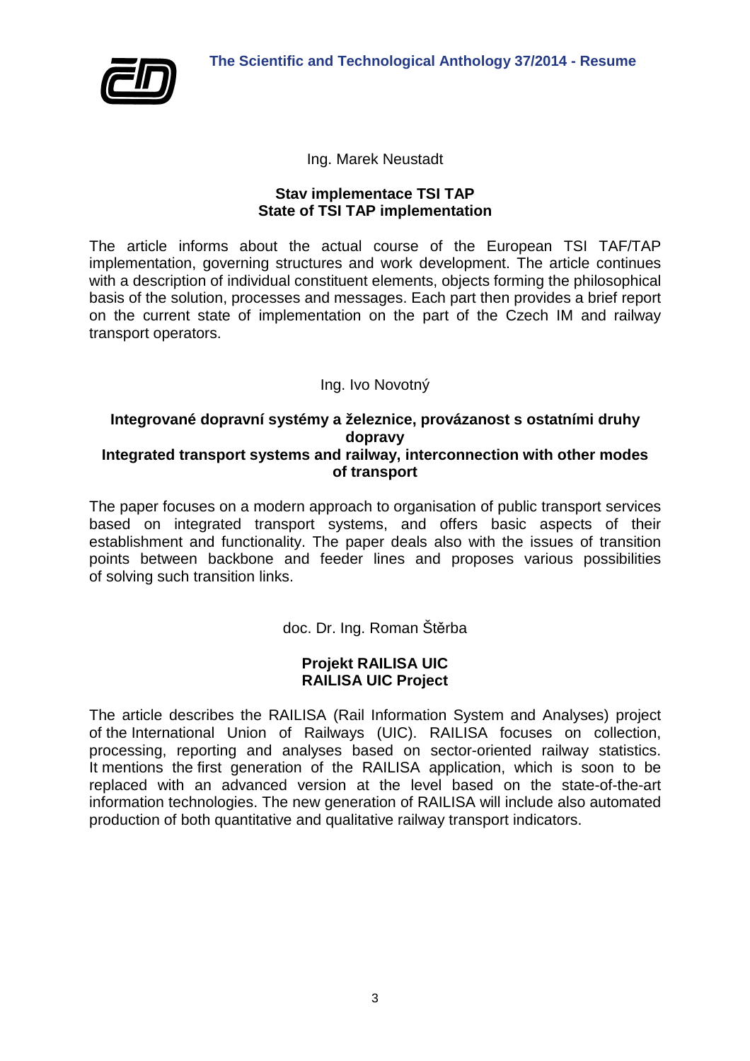Ing. Marek Neustadt

**Stav implementace TSI TAP**
**State of TSI TAP implementation**

The article informs about the actual course of the European TSI TAF/TAP implementation, governing structures and work development. The article continues with a description of individual constituent elements, objects forming the philosophical basis of the solution, processes and messages. Each part then provides a brief report on the current state of implementation on the part of the Czech IM and railway transport operators.

Ing. Ivo Novotný

**Integrované dopravní systémy a železnice, provázanost s ostatními druhy dopravy**
**Integrated transport systems and railway, interconnection with other modes of transport**

The paper focuses on a modern approach to organisation of public transport services based on integrated transport systems, and offers basic aspects of their establishment and functionality. The paper deals also with the issues of transition points between backbone and feeder lines and proposes various possibilities of solving such transition links.

doc. Dr. Ing. Roman Štěrba

**Projekt RAILISA UIC**
**RAILISA UIC Project**

The article describes the RAILISA (Rail Information System and Analyses) project of the International Union of Railways (UIC). RAILISA focuses on collection, processing, reporting and analyses based on sector-oriented railway statistics. It mentions the first generation of the RAILISA application, which is soon to be replaced with an advanced version at the level based on the state-of-the-art information technologies. The new generation of RAILISA will include also automated production of both quantitative and qualitative railway transport indicators.